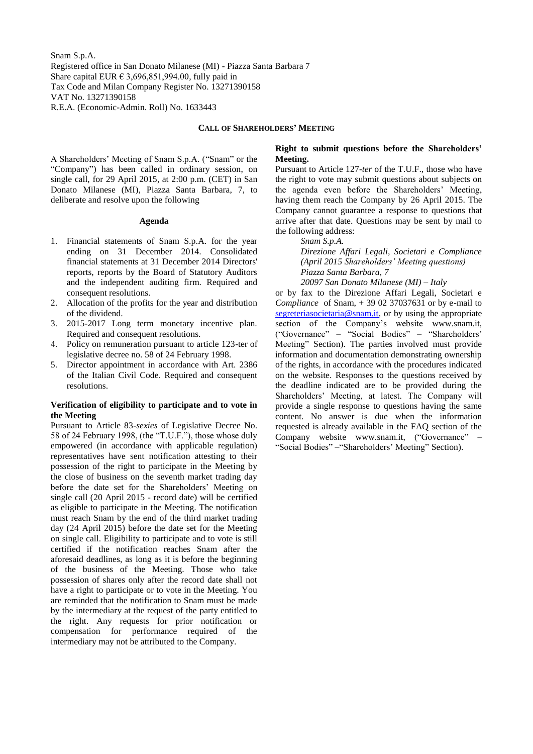Snam S.p.A.
Registered office in San Donato Milanese (MI) - Piazza Santa Barbara 7
Share capital EUR € 3,696,851,994.00, fully paid in
Tax Code and Milan Company Register No. 13271390158
VAT No. 13271390158
R.E.A. (Economic-Admin. Roll) No. 1633443

## CALL OF SHAREHOLDERS' MEETING

A Shareholders' Meeting of Snam S.p.A. ("Snam" or the "Company") has been called in ordinary session, on single call, for 29 April 2015, at 2:00 p.m. (CET) in San Donato Milanese (MI), Piazza Santa Barbara, 7, to deliberate and resolve upon the following

### Agenda

1. Financial statements of Snam S.p.A. for the year ending on 31 December 2014. Consolidated financial statements at 31 December 2014 Directors' reports, reports by the Board of Statutory Auditors and the independent auditing firm. Required and consequent resolutions.
2. Allocation of the profits for the year and distribution of the dividend.
3. 2015-2017 Long term monetary incentive plan. Required and consequent resolutions.
4. Policy on remuneration pursuant to article 123-ter of legislative decree no. 58 of 24 February 1998.
5. Director appointment in accordance with Art. 2386 of the Italian Civil Code. Required and consequent resolutions.

**Verification of eligibility to participate and to vote in the Meeting**

Pursuant to Article 83-*sexies* of Legislative Decree No. 58 of 24 February 1998, (the "T.U.F."), those whose duly empowered (in accordance with applicable regulation) representatives have sent notification attesting to their possession of the right to participate in the Meeting by the close of business on the seventh market trading day before the date set for the Shareholders' Meeting on single call (20 April 2015 - record date) will be certified as eligible to participate in the Meeting. The notification must reach Snam by the end of the third market trading day (24 April 2015) before the date set for the Meeting on single call. Eligibility to participate and to vote is still certified if the notification reaches Snam after the aforesaid deadlines, as long as it is before the beginning of the business of the Meeting. Those who take possession of shares only after the record date shall not have a right to participate or to vote in the Meeting. You are reminded that the notification to Snam must be made by the intermediary at the request of the party entitled to the right. Any requests for prior notification or compensation for performance required of the intermediary may not be attributed to the Company.

**Right to submit questions before the Shareholders' Meeting.**

Pursuant to Article 127-*ter* of the T.U.F., those who have the right to vote may submit questions about subjects on the agenda even before the Shareholders' Meeting, having them reach the Company by 26 April 2015. The Company cannot guarantee a response to questions that arrive after that date. Questions may be sent by mail to the following address:

*Snam S.p.A.*
*Direzione Affari Legali, Societari e Compliance*
*(April 2015 Shareholders' Meeting questions)*
*Piazza Santa Barbara, 7*
*20097 San Donato Milanese (MI) – Italy*

or by fax to the Direzione Affari Legali, Societari e *Compliance* of Snam, + 39 02 37037631 or by e-mail to segreteriasocietaria@snam.it, or by using the appropriate section of the Company's website www.snam.it, ("Governance" – "Social Bodies" – "Shareholders' Meeting" Section). The parties involved must provide information and documentation demonstrating ownership of the rights, in accordance with the procedures indicated on the website. Responses to the questions received by the deadline indicated are to be provided during the Shareholders' Meeting, at latest. The Company will provide a single response to questions having the same content. No answer is due when the information requested is already available in the FAQ section of the Company website www.snam.it, ("Governance" – "Social Bodies" –"Shareholders' Meeting" Section).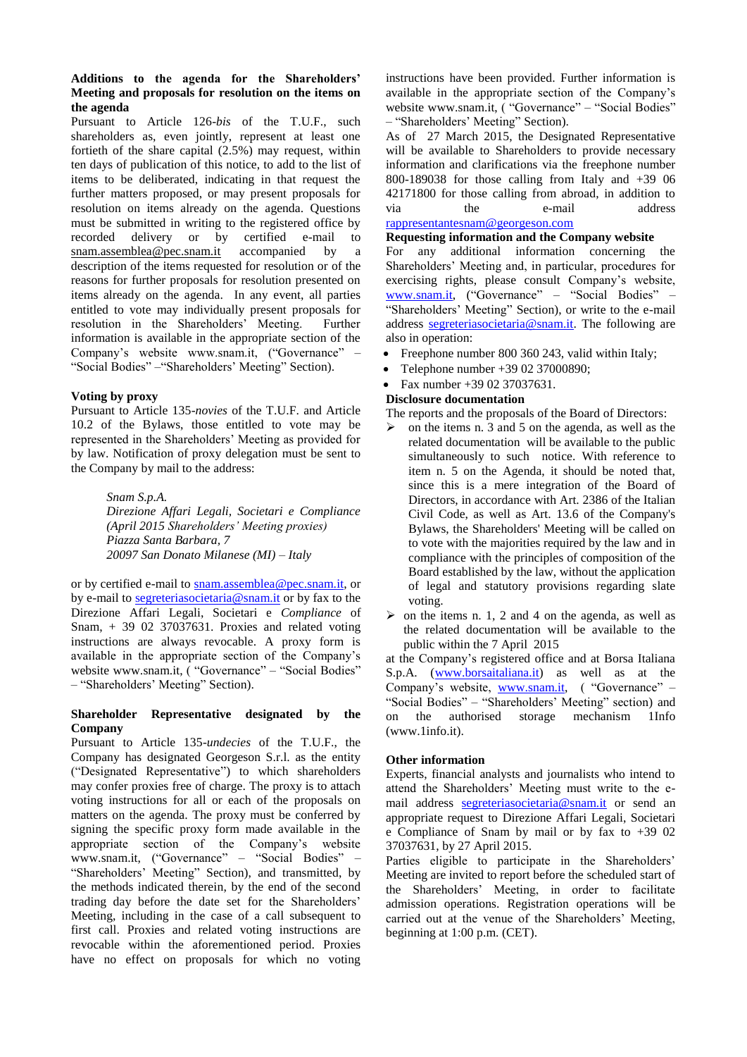### Additions to the agenda for the Shareholders' Meeting and proposals for resolution on the items on the agenda

Pursuant to Article 126-*bis* of the T.U.F., such shareholders as, even jointly, represent at least one fortieth of the share capital (2.5%) may request, within ten days of publication of this notice, to add to the list of items to be deliberated, indicating in that request the further matters proposed, or may present proposals for resolution on items already on the agenda. Questions must be submitted in writing to the registered office by recorded delivery or by certified e-mail to snam.assemblea@pec.snam.it accompanied by a description of the items requested for resolution or of the reasons for further proposals for resolution presented on items already on the agenda. In any event, all parties entitled to vote may individually present proposals for resolution in the Shareholders' Meeting. Further information is available in the appropriate section of the Company's website www.snam.it, ("Governance" – "Social Bodies" –"Shareholders' Meeting" Section).

### Voting by proxy

Pursuant to Article 135-*novies* of the T.U.F. and Article 10.2 of the Bylaws, those entitled to vote may be represented in the Shareholders' Meeting as provided for by law. Notification of proxy delegation must be sent to the Company by mail to the address:

*Snam S.p.A.*
*Direzione Affari Legali, Societari e Compliance*
*(April 2015 Shareholders' Meeting proxies)*
*Piazza Santa Barbara, 7*
*20097 San Donato Milanese (MI) – Italy*

or by certified e-mail to snam.assemblea@pec.snam.it, or by e-mail to segreteriasocietaria@snam.it or by fax to the Direzione Affari Legali, Societari e *Compliance* of Snam, + 39 02 37037631. Proxies and related voting instructions are always revocable. A proxy form is available in the appropriate section of the Company's website www.snam.it, ( "Governance" – "Social Bodies" – "Shareholders' Meeting" Section).

### Shareholder Representative designated by the Company

Pursuant to Article 135-*undecies* of the T.U.F., the Company has designated Georgeson S.r.l. as the entity ("Designated Representative") to which shareholders may confer proxies free of charge. The proxy is to attach voting instructions for all or each of the proposals on matters on the agenda. The proxy must be conferred by signing the specific proxy form made available in the appropriate section of the Company's website www.snam.it, ("Governance" – "Social Bodies" – "Shareholders' Meeting" Section), and transmitted, by the methods indicated therein, by the end of the second trading day before the date set for the Shareholders' Meeting, including in the case of a call subsequent to first call. Proxies and related voting instructions are revocable within the aforementioned period. Proxies have no effect on proposals for which no voting instructions have been provided. Further information is available in the appropriate section of the Company's website www.snam.it, ( "Governance" – "Social Bodies" – "Shareholders' Meeting" Section).

As of 27 March 2015, the Designated Representative will be available to Shareholders to provide necessary information and clarifications via the freephone number 800-189038 for those calling from Italy and +39 06 42171800 for those calling from abroad, in addition to via the e-mail address rappresentantesnam@georgeson.com

### Requesting information and the Company website

For any additional information concerning the Shareholders' Meeting and, in particular, procedures for exercising rights, please consult Company's website, www.snam.it, ("Governance" – "Social Bodies" – "Shareholders' Meeting" Section), or write to the e-mail address segreteriasocietaria@snam.it. The following are also in operation:

- Freephone number 800 360 243, valid within Italy;
- Telephone number +39 02 37000890;
- Fax number +39 02 37037631.

### Disclosure documentation

The reports and the proposals of the Board of Directors:

- on the items n. 3 and 5 on the agenda, as well as the related documentation will be available to the public simultaneously to such notice. With reference to item n. 5 on the Agenda, it should be noted that, since this is a mere integration of the Board of Directors, in accordance with Art. 2386 of the Italian Civil Code, as well as Art. 13.6 of the Company's Bylaws, the Shareholders' Meeting will be called on to vote with the majorities required by the law and in compliance with the principles of composition of the Board established by the law, without the application of legal and statutory provisions regarding slate voting.
- on the items n. 1, 2 and 4 on the agenda, as well as the related documentation will be available to the public within the 7 April 2015

at the Company's registered office and at Borsa Italiana S.p.A. (www.borsaitaliana.it) as well as at the Company's website, www.snam.it, ( "Governance" – "Social Bodies" – "Shareholders' Meeting" section) and on the authorised storage mechanism 1Info (www.1info.it).

### Other information

Experts, financial analysts and journalists who intend to attend the Shareholders' Meeting must write to the e-mail address segreteriasocietaria@snam.it or send an appropriate request to Direzione Affari Legali, Societari e Compliance of Snam by mail or by fax to +39 02 37037631, by 27 April 2015.

Parties eligible to participate in the Shareholders' Meeting are invited to report before the scheduled start of the Shareholders' Meeting, in order to facilitate admission operations. Registration operations will be carried out at the venue of the Shareholders' Meeting, beginning at 1:00 p.m. (CET).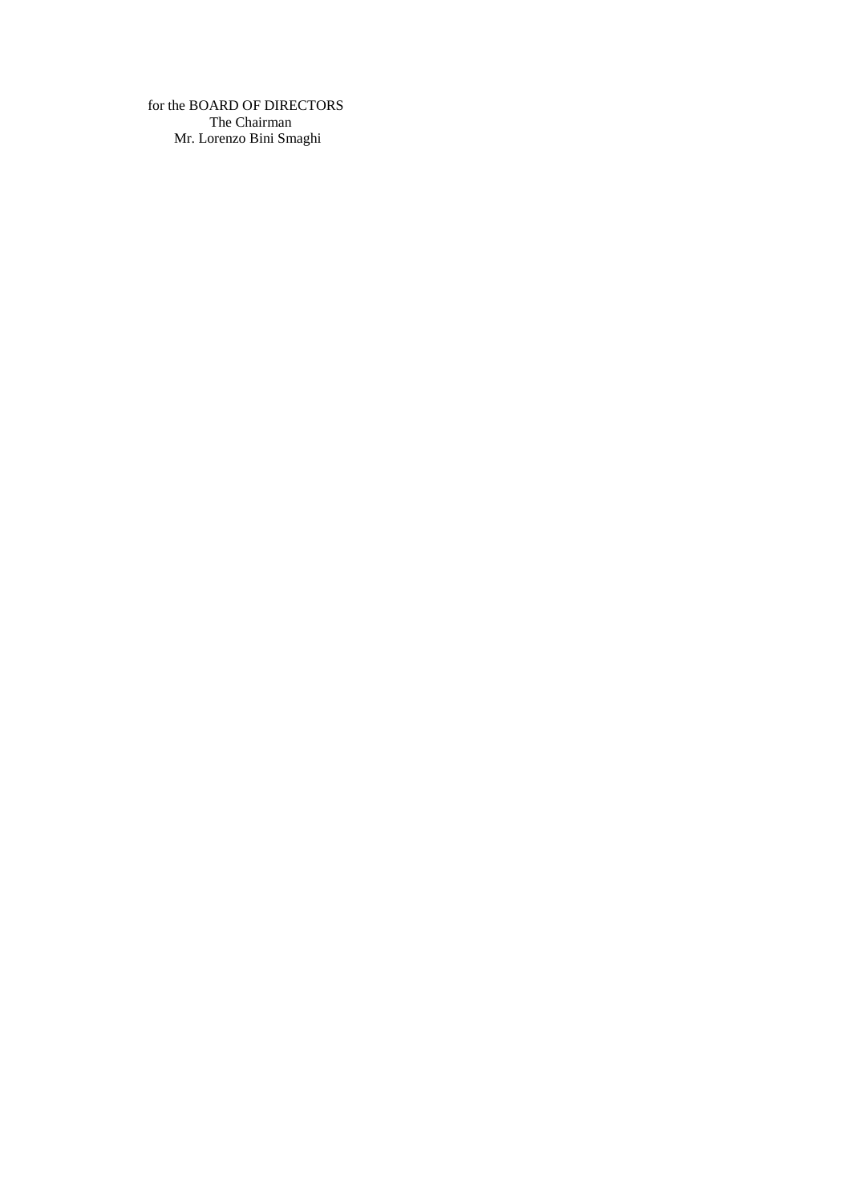for the BOARD OF DIRECTORS
The Chairman
Mr. Lorenzo Bini Smaghi